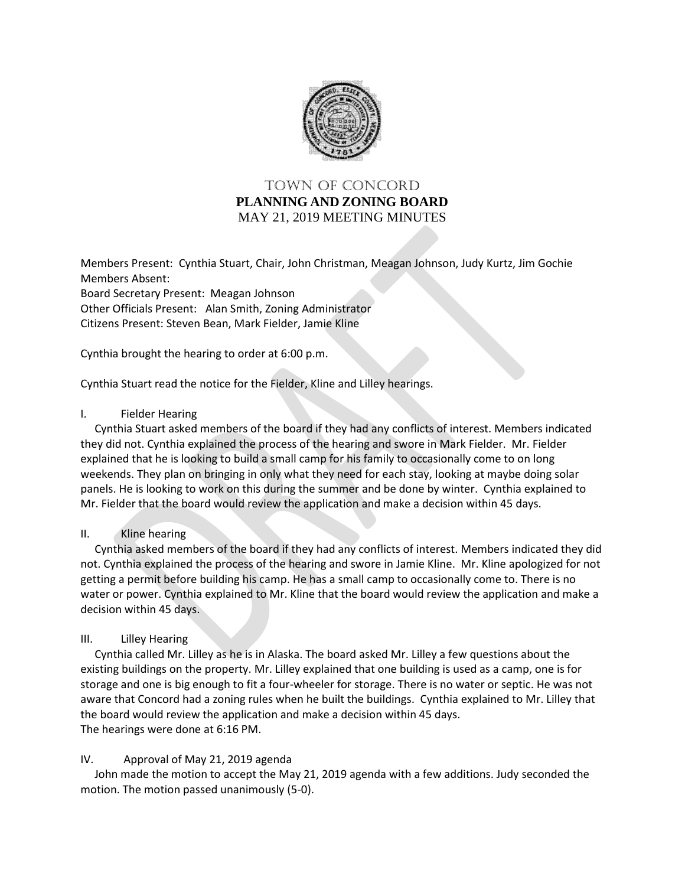# TOWN OF CONCORD
## PLANNING AND ZONING BOARD
### MAY 21, 2019 MEETING MINUTES

Members Present: Cynthia Stuart, Chair, John Christman, Meagan Johnson, Judy Kurtz, Jim Gochie
Members Absent:
Board Secretary Present: Meagan Johnson
Other Officials Present: Alan Smith, Zoning Administrator
Citizens Present: Steven Bean, Mark Fielder, Jamie Kline

Cynthia brought the hearing to order at 6:00 p.m.

Cynthia Stuart read the notice for the Fielder, Kline and Lilley hearings.

I. Fielder Hearing

Cynthia Stuart asked members of the board if they had any conflicts of interest. Members indicated they did not. Cynthia explained the process of the hearing and swore in Mark Fielder. Mr. Fielder explained that he is looking to build a small camp for his family to occasionally come to on long weekends. They plan on bringing in only what they need for each stay, looking at maybe doing solar panels. He is looking to work on this during the summer and be done by winter. Cynthia explained to Mr. Fielder that the board would review the application and make a decision within 45 days.

II. Kline hearing

Cynthia asked members of the board if they had any conflicts of interest. Members indicated they did not. Cynthia explained the process of the hearing and swore in Jamie Kline. Mr. Kline apologized for not getting a permit before building his camp. He has a small camp to occasionally come to. There is no water or power. Cynthia explained to Mr. Kline that the board would review the application and make a decision within 45 days.

III. Lilley Hearing

Cynthia called Mr. Lilley as he is in Alaska. The board asked Mr. Lilley a few questions about the existing buildings on the property. Mr. Lilley explained that one building is used as a camp, one is for storage and one is big enough to fit a four-wheeler for storage. There is no water or septic. He was not aware that Concord had a zoning rules when he built the buildings. Cynthia explained to Mr. Lilley that the board would review the application and make a decision within 45 days.
The hearings were done at 6:16 PM.

IV. Approval of May 21, 2019 agenda

John made the motion to accept the May 21, 2019 agenda with a few additions. Judy seconded the motion. The motion passed unanimously (5-0).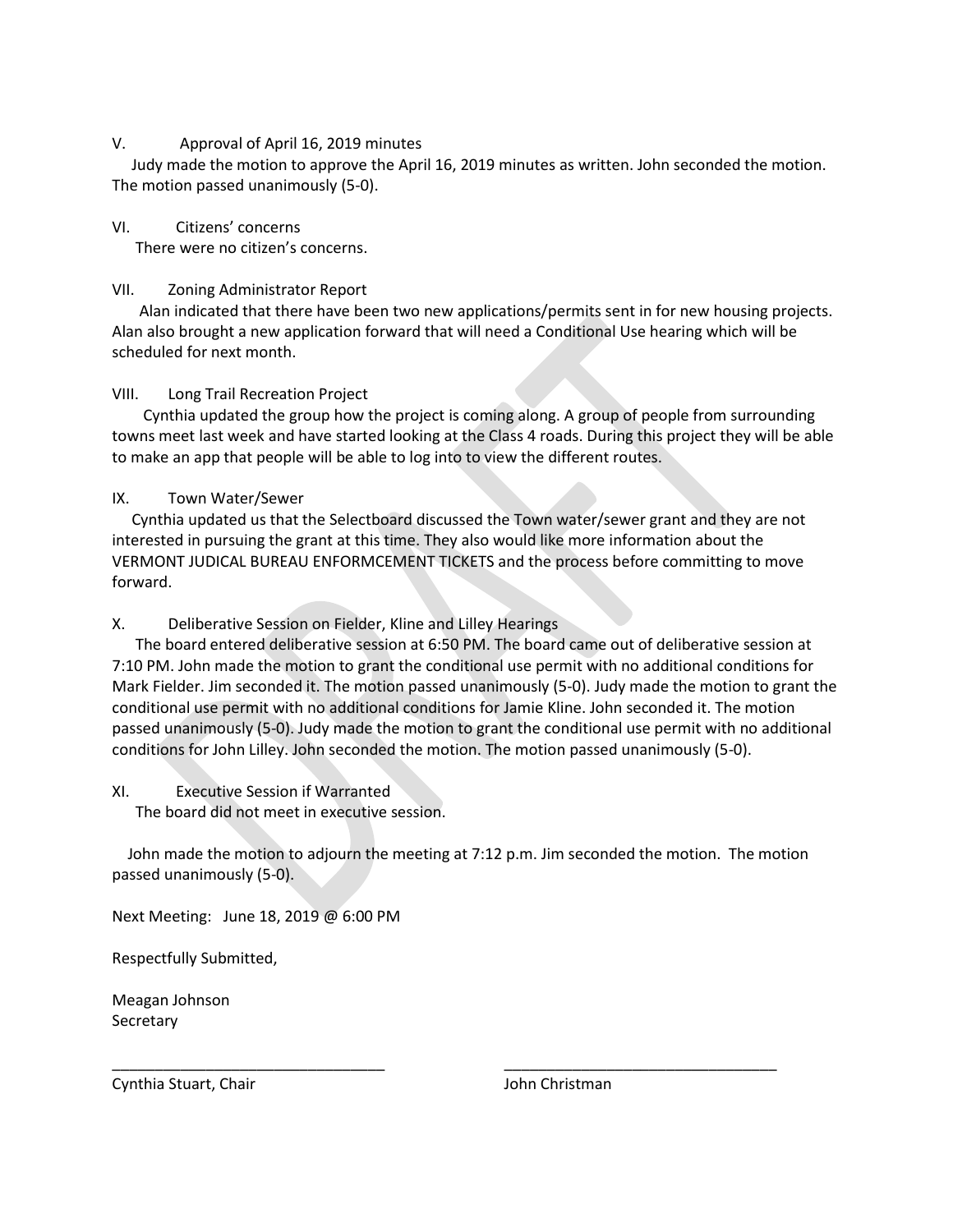V. Approval of April 16, 2019 minutes

Judy made the motion to approve the April 16, 2019 minutes as written. John seconded the motion. The motion passed unanimously (5-0).

VI. Citizens' concerns

There were no citizen's concerns.

VII. Zoning Administrator Report

Alan indicated that there have been two new applications/permits sent in for new housing projects. Alan also brought a new application forward that will need a Conditional Use hearing which will be scheduled for next month.

VIII. Long Trail Recreation Project

Cynthia updated the group how the project is coming along. A group of people from surrounding towns meet last week and have started looking at the Class 4 roads. During this project they will be able to make an app that people will be able to log into to view the different routes.

IX. Town Water/Sewer

Cynthia updated us that the Selectboard discussed the Town water/sewer grant and they are not interested in pursuing the grant at this time. They also would like more information about the VERMONT JUDICAL BUREAU ENFORMCEMENT TICKETS and the process before committing to move forward.

X. Deliberative Session on Fielder, Kline and Lilley Hearings

The board entered deliberative session at 6:50 PM. The board came out of deliberative session at 7:10 PM. John made the motion to grant the conditional use permit with no additional conditions for Mark Fielder. Jim seconded it. The motion passed unanimously (5-0). Judy made the motion to grant the conditional use permit with no additional conditions for Jamie Kline. John seconded it. The motion passed unanimously (5-0). Judy made the motion to grant the conditional use permit with no additional conditions for John Lilley. John seconded the motion. The motion passed unanimously (5-0).

XI. Executive Session if Warranted

The board did not meet in executive session.

John made the motion to adjourn the meeting at 7:12 p.m. Jim seconded the motion. The motion passed unanimously (5-0).

Next Meeting: June 18, 2019 @ 6:00 PM

Respectfully Submitted,

Meagan Johnson
Secretary

_________________________________ _________________________________

Cynthia Stuart, Chair John Christman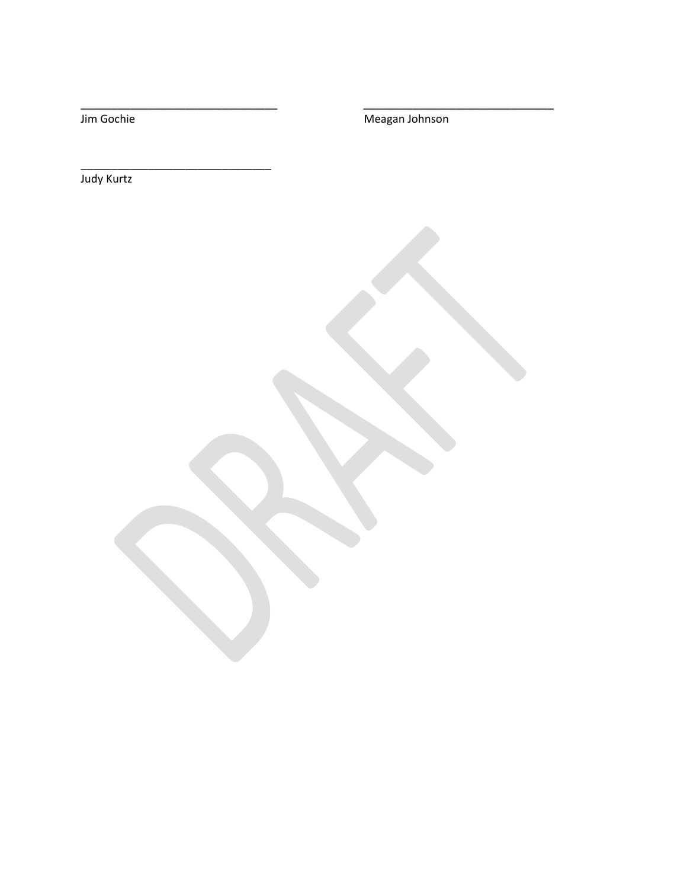_________________________________ _________________________________

Jim Gochie Meagan Johnson

_________________________________

Judy Kurtz

DRAFT